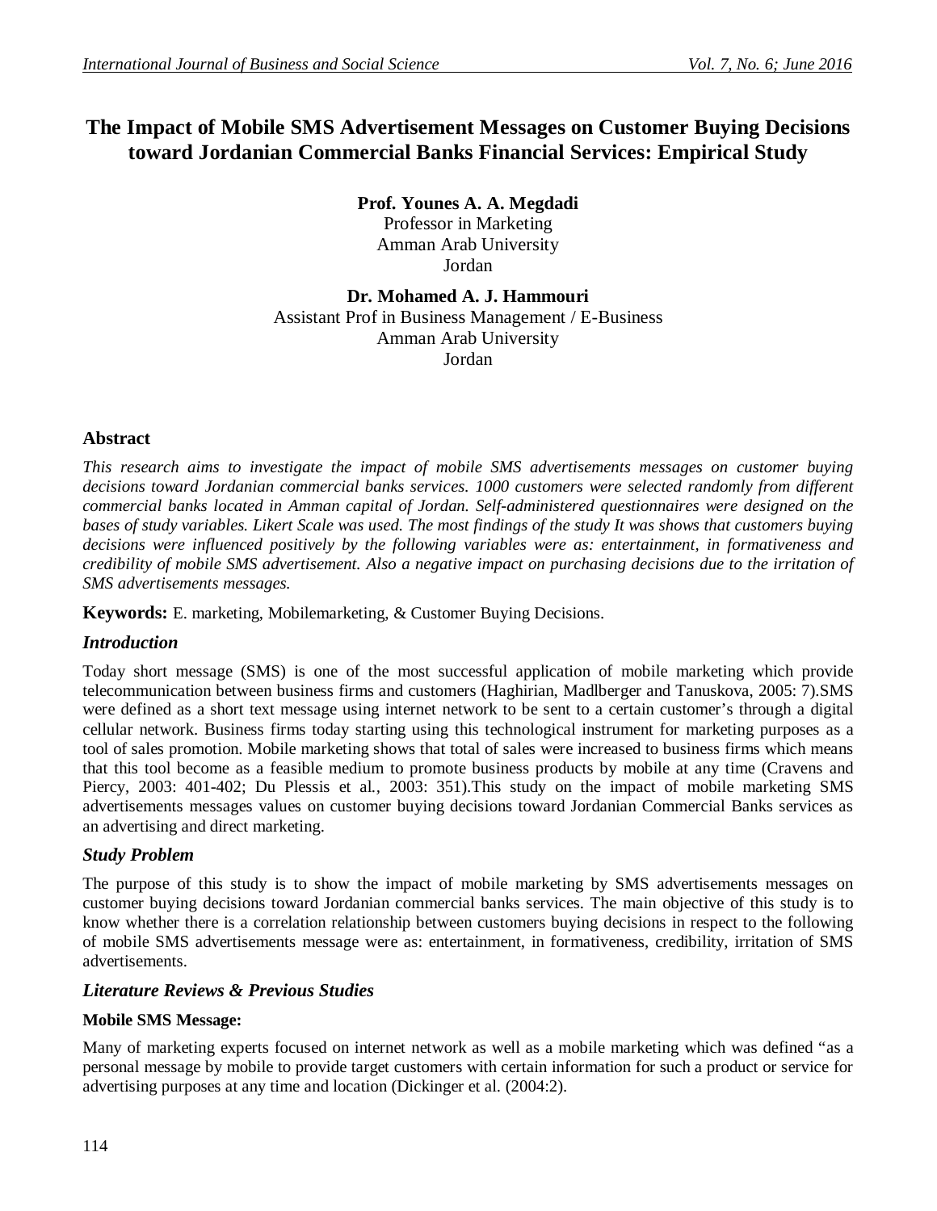# The Impact of Mobile SMS Advertisement Messages on Customer Buying Decisions toward Jordanian Commercial Banks Financial Services: Empirical Study

**Prof. Younes A. A. Megdadi**
Professor in Marketing
Amman Arab University
Jordan

**Dr. Mohamed A. J. Hammouri**
Assistant Prof in Business Management / E-Business
Amman Arab University
Jordan

## Abstract

*This research aims to investigate the impact of mobile SMS advertisements messages on customer buying decisions toward Jordanian commercial banks services. 1000 customers were selected randomly from different commercial banks located in Amman capital of Jordan. Self-administered questionnaires were designed on the bases of study variables. Likert Scale was used. The most findings of the study It was shows that customers buying decisions were influenced positively by the following variables were as: entertainment, in formativeness and credibility of mobile SMS advertisement. Also a negative impact on purchasing decisions due to the irritation of SMS advertisements messages.*

**Keywords:** E. marketing, Mobilemarketing, & Customer Buying Decisions.

## *Introduction*

Today short message (SMS) is one of the most successful application of mobile marketing which provide telecommunication between business firms and customers (Haghirian, Madlberger and Tanuskova, 2005: 7).SMS were defined as a short text message using internet network to be sent to a certain customer's through a digital cellular network. Business firms today starting using this technological instrument for marketing purposes as a tool of sales promotion. Mobile marketing shows that total of sales were increased to business firms which means that this tool become as a feasible medium to promote business products by mobile at any time (Cravens and Piercy, 2003: 401-402; Du Plessis et al., 2003: 351).This study on the impact of mobile marketing SMS advertisements messages values on customer buying decisions toward Jordanian Commercial Banks services as an advertising and direct marketing.

## *Study Problem*

The purpose of this study is to show the impact of mobile marketing by SMS advertisements messages on customer buying decisions toward Jordanian commercial banks services. The main objective of this study is to know whether there is a correlation relationship between customers buying decisions in respect to the following of mobile SMS advertisements message were as: entertainment, in formativeness, credibility, irritation of SMS advertisements.

## *Literature Reviews & Previous Studies*

### Mobile SMS Message:

Many of marketing experts focused on internet network as well as a mobile marketing which was defined "as a personal message by mobile to provide target customers with certain information for such a product or service for advertising purposes at any time and location (Dickinger et al. (2004:2).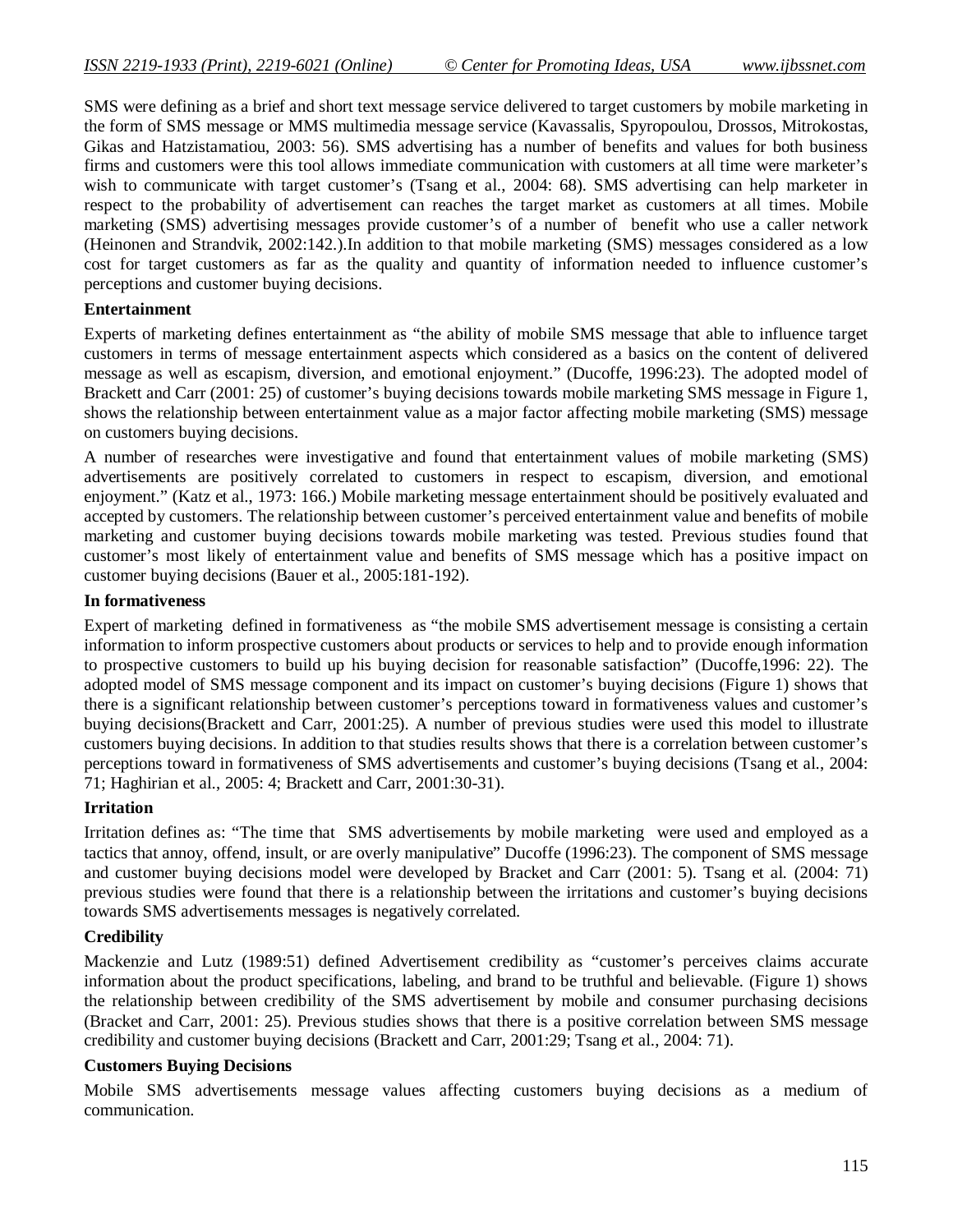SMS were defining as a brief and short text message service delivered to target customers by mobile marketing in the form of SMS message or MMS multimedia message service (Kavassalis, Spyropoulou, Drossos, Mitrokostas, Gikas and Hatzistamatiou, 2003: 56). SMS advertising has a number of benefits and values for both business firms and customers were this tool allows immediate communication with customers at all time were marketer's wish to communicate with target customer's (Tsang et al., 2004: 68). SMS advertising can help marketer in respect to the probability of advertisement can reaches the target market as customers at all times. Mobile marketing (SMS) advertising messages provide customer's of a number of benefit who use a caller network (Heinonen and Strandvik, 2002:142.).In addition to that mobile marketing (SMS) messages considered as a low cost for target customers as far as the quality and quantity of information needed to influence customer's perceptions and customer buying decisions.

**Entertainment**

Experts of marketing defines entertainment as "the ability of mobile SMS message that able to influence target customers in terms of message entertainment aspects which considered as a basics on the content of delivered message as well as escapism, diversion, and emotional enjoyment." (Ducoffe, 1996:23). The adopted model of Brackett and Carr (2001: 25) of customer's buying decisions towards mobile marketing SMS message in Figure 1, shows the relationship between entertainment value as a major factor affecting mobile marketing (SMS) message on customers buying decisions.

A number of researches were investigative and found that entertainment values of mobile marketing (SMS) advertisements are positively correlated to customers in respect to escapism, diversion, and emotional enjoyment." (Katz et al., 1973: 166.) Mobile marketing message entertainment should be positively evaluated and accepted by customers. The relationship between customer's perceived entertainment value and benefits of mobile marketing and customer buying decisions towards mobile marketing was tested. Previous studies found that customer's most likely of entertainment value and benefits of SMS message which has a positive impact on customer buying decisions (Bauer et al., 2005:181-192).

**In formativeness**

Expert of marketing defined in formativeness as "the mobile SMS advertisement message is consisting a certain information to inform prospective customers about products or services to help and to provide enough information to prospective customers to build up his buying decision for reasonable satisfaction" (Ducoffe,1996: 22). The adopted model of SMS message component and its impact on customer's buying decisions (Figure 1) shows that there is a significant relationship between customer's perceptions toward in formativeness values and customer's buying decisions(Brackett and Carr, 2001:25). A number of previous studies were used this model to illustrate customers buying decisions. In addition to that studies results shows that there is a correlation between customer's perceptions toward in formativeness of SMS advertisements and customer's buying decisions (Tsang et al., 2004: 71; Haghirian et al., 2005: 4; Brackett and Carr, 2001:30-31).

**Irritation**

Irritation defines as: "The time that SMS advertisements by mobile marketing were used and employed as a tactics that annoy, offend, insult, or are overly manipulative" Ducoffe (1996:23). The component of SMS message and customer buying decisions model were developed by Bracket and Carr (2001: 5). Tsang et al. (2004: 71) previous studies were found that there is a relationship between the irritations and customer's buying decisions towards SMS advertisements messages is negatively correlated.

**Credibility**

Mackenzie and Lutz (1989:51) defined Advertisement credibility as "customer's perceives claims accurate information about the product specifications, labeling, and brand to be truthful and believable. (Figure 1) shows the relationship between credibility of the SMS advertisement by mobile and consumer purchasing decisions (Bracket and Carr, 2001: 25). Previous studies shows that there is a positive correlation between SMS message credibility and customer buying decisions (Brackett and Carr, 2001:29; Tsang *e*t al., 2004: 71).

**Customers Buying Decisions**

Mobile SMS advertisements message values affecting customers buying decisions as a medium of communication.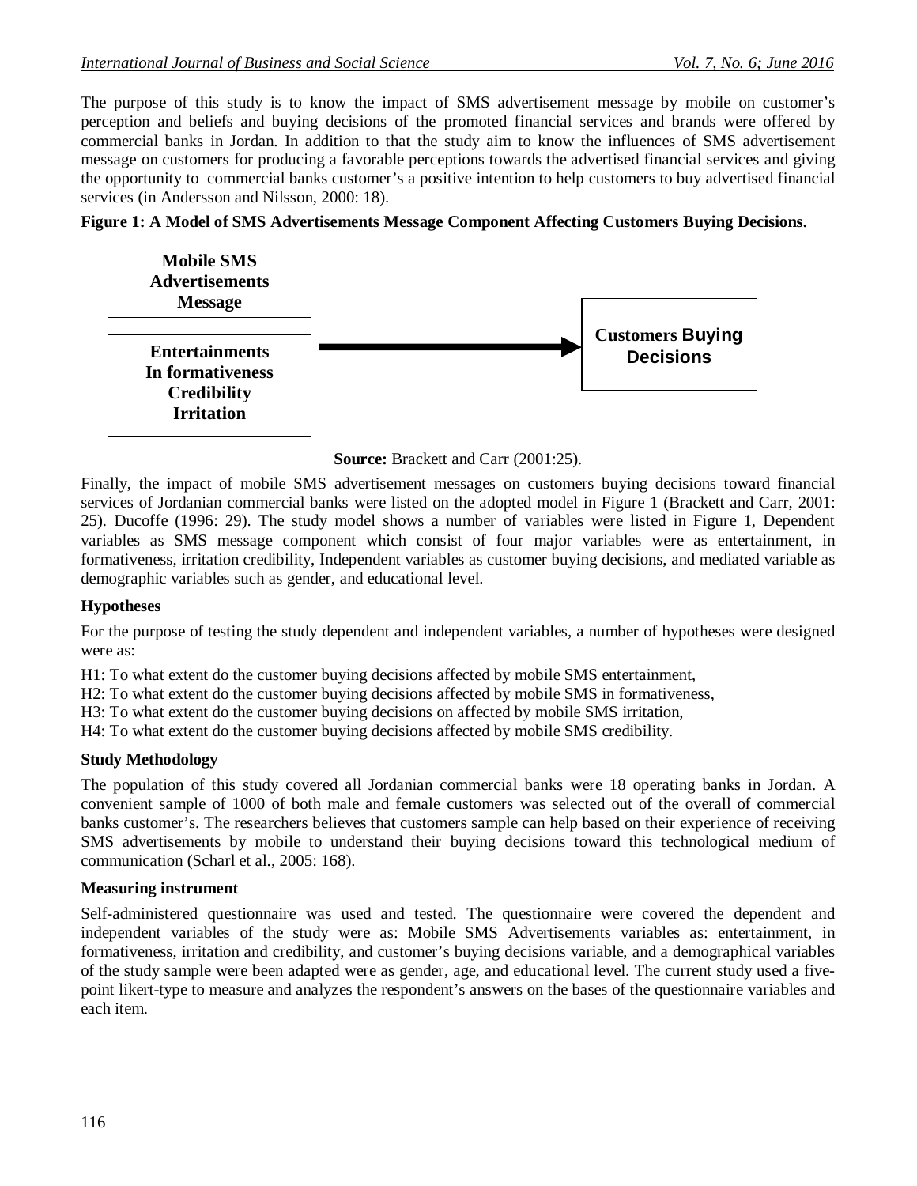The purpose of this study is to know the impact of SMS advertisement message by mobile on customer's perception and beliefs and buying decisions of the promoted financial services and brands were offered by commercial banks in Jordan. In addition to that the study aim to know the influences of SMS advertisement message on customers for producing a favorable perceptions towards the advertised financial services and giving the opportunity to commercial banks customer's a positive intention to help customers to buy advertised financial services (in Andersson and Nilsson, 2000: 18).

**Figure 1: A Model of SMS Advertisements Message Component Affecting Customers Buying Decisions.**

**Mobile SMS Advertisements Message**

**Entertainments**
**In formativeness**
**Credibility**
**Irritation**

→

**Customers Buying Decisions**

**Source:** Brackett and Carr (2001:25).

Finally, the impact of mobile SMS advertisement messages on customers buying decisions toward financial services of Jordanian commercial banks were listed on the adopted model in Figure 1 (Brackett and Carr, 2001: 25). Ducoffe (1996: 29). The study model shows a number of variables were listed in Figure 1, Dependent variables as SMS message component which consist of four major variables were as entertainment, in formativeness, irritation credibility, Independent variables as customer buying decisions, and mediated variable as demographic variables such as gender, and educational level.

## Hypotheses

For the purpose of testing the study dependent and independent variables, a number of hypotheses were designed were as:

H1: To what extent do the customer buying decisions affected by mobile SMS entertainment,

H2: To what extent do the customer buying decisions affected by mobile SMS in formativeness,

H3: To what extent do the customer buying decisions on affected by mobile SMS irritation,

H4: To what extent do the customer buying decisions affected by mobile SMS credibility.

## Study Methodology

The population of this study covered all Jordanian commercial banks were 18 operating banks in Jordan. A convenient sample of 1000 of both male and female customers was selected out of the overall of commercial banks customer's. The researchers believes that customers sample can help based on their experience of receiving SMS advertisements by mobile to understand their buying decisions toward this technological medium of communication (Scharl et al., 2005: 168).

## Measuring instrument

Self-administered questionnaire was used and tested. The questionnaire were covered the dependent and independent variables of the study were as: Mobile SMS Advertisements variables as: entertainment, in formativeness, irritation and credibility, and customer's buying decisions variable, and a demographical variables of the study sample were been adapted were as gender, age, and educational level. The current study used a five-point likert-type to measure and analyzes the respondent's answers on the bases of the questionnaire variables and each item.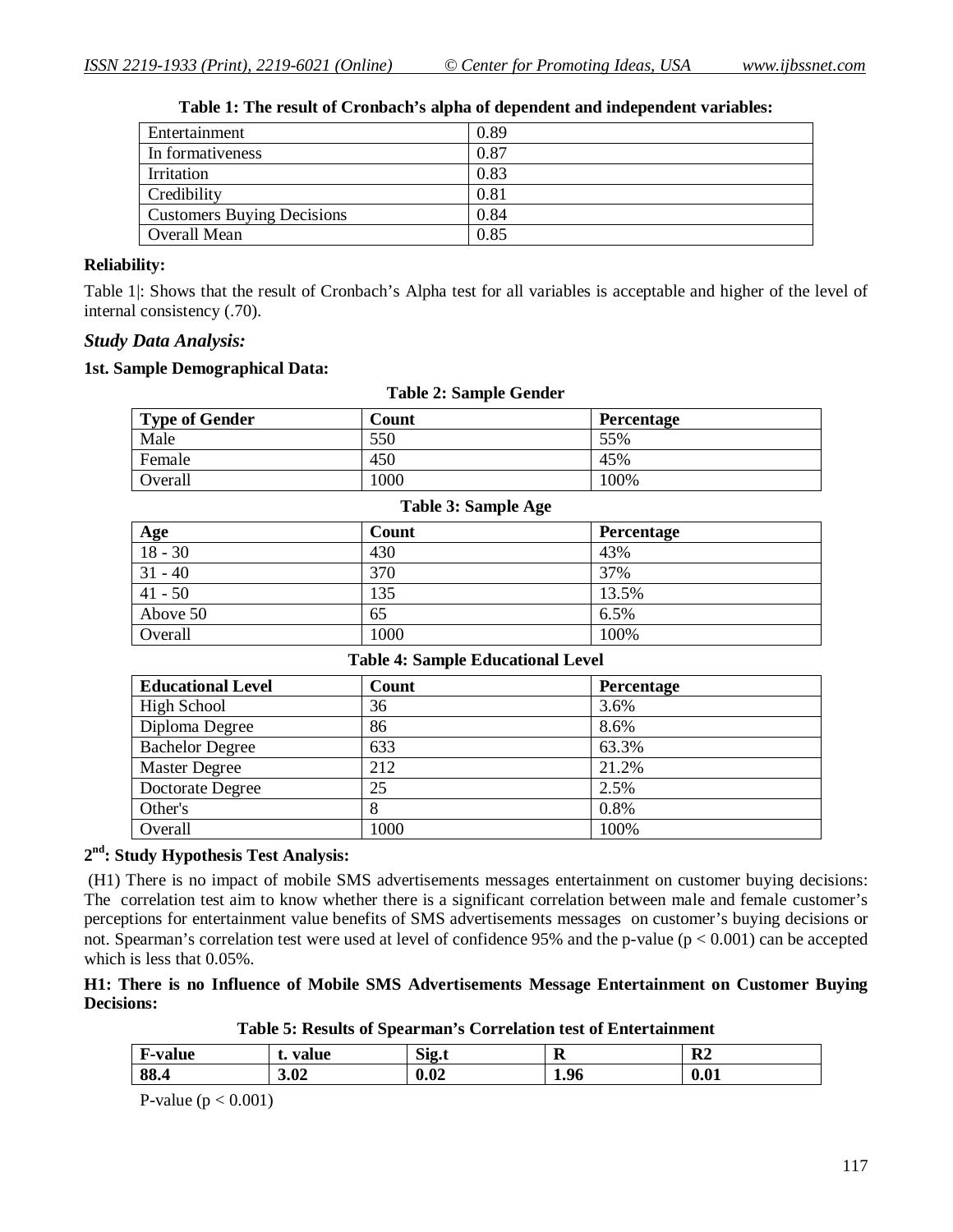**Table 1: The result of Cronbach's alpha of dependent and independent variables:**

| | |
|---|---|
| Entertainment | 0.89 |
| In formativeness | 0.87 |
| Irritation | 0.83 |
| Credibility | 0.81 |
| Customers Buying Decisions | 0.84 |
| Overall Mean | 0.85 |

**Reliability:**

Table 1|: Shows that the result of Cronbach's Alpha test for all variables is acceptable and higher of the level of internal consistency (.70).

### *Study Data Analysis:*

**1st. Sample Demographical Data:**

**Table 2: Sample Gender**

| Type of Gender | Count | Percentage |
|---|---|---|
| Male | 550 | 55% |
| Female | 450 | 45% |
| Overall | 1000 | 100% |

**Table 3: Sample Age**

| Age | Count | Percentage |
|---|---|---|
| 18 - 30 | 430 | 43% |
| 31 - 40 | 370 | 37% |
| 41 - 50 | 135 | 13.5% |
| Above 50 | 65 | 6.5% |
| Overall | 1000 | 100% |

**Table 4: Sample Educational Level**

| Educational Level | Count | Percentage |
|---|---|---|
| High School | 36 | 3.6% |
| Diploma Degree | 86 | 8.6% |
| Bachelor Degree | 633 | 63.3% |
| Master Degree | 212 | 21.2% |
| Doctorate Degree | 25 | 2.5% |
| Other's | 8 | 0.8% |
| Overall | 1000 | 100% |

**2nd: Study Hypothesis Test Analysis:**

(H1) There is no impact of mobile SMS advertisements messages entertainment on customer buying decisions: The correlation test aim to know whether there is a significant correlation between male and female customer's perceptions for entertainment value benefits of SMS advertisements messages on customer's buying decisions or not. Spearman's correlation test were used at level of confidence 95% and the p-value ($p < 0.001$) can be accepted which is less that 0.05%.

**H1: There is no Influence of Mobile SMS Advertisements Message Entertainment on Customer Buying Decisions:**

**Table 5: Results of Spearman's Correlation test of Entertainment**

| F-value | t. value | Sig.t | R | R2 |
|---|---|---|---|---|
| 88.4 | 3.02 | 0.02 | 1.96 | 0.01 |

P-value ($p < 0.001$)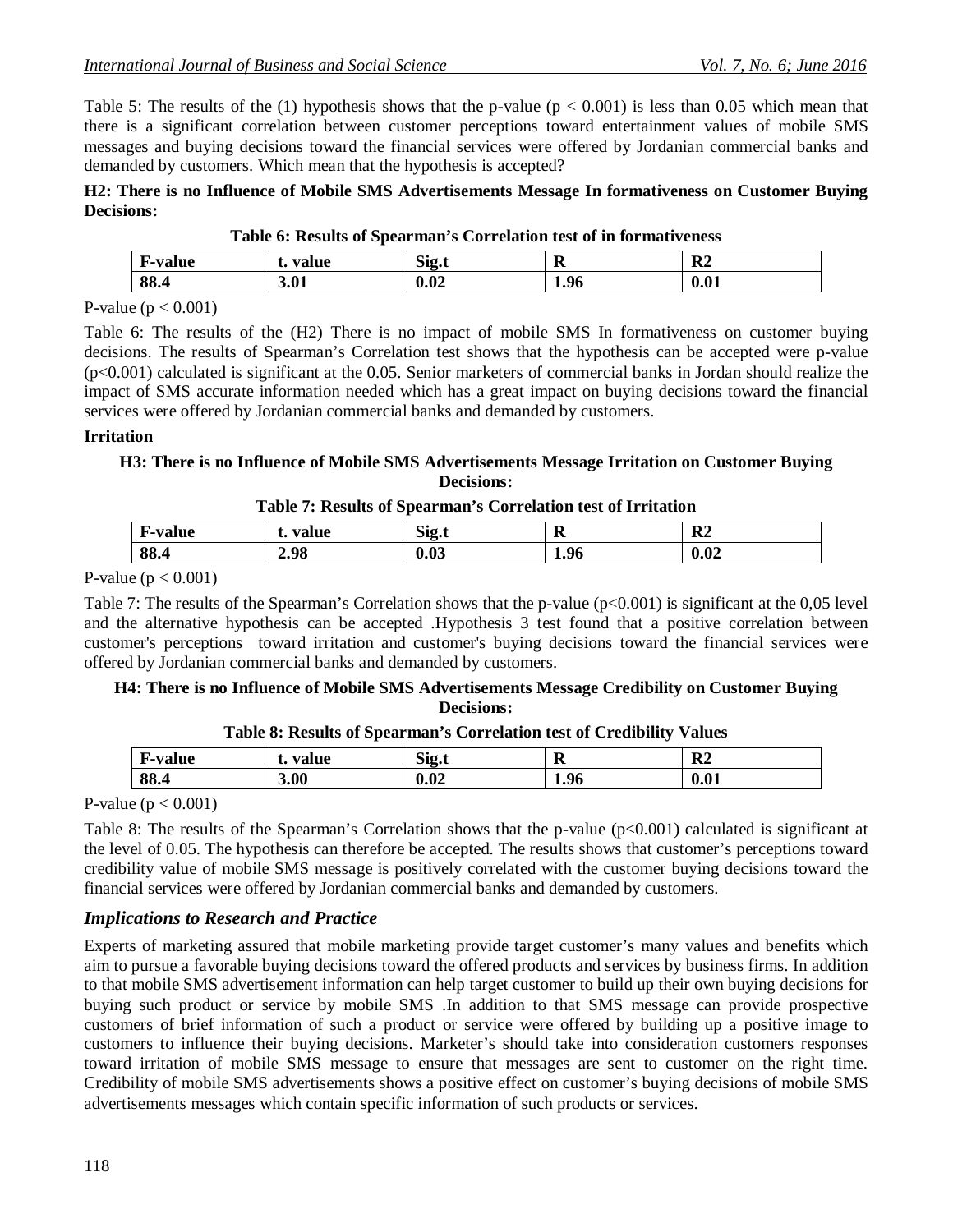Table 5: The results of the (1) hypothesis shows that the p-value ($p < 0.001$) is less than 0.05 which mean that there is a significant correlation between customer perceptions toward entertainment values of mobile SMS messages and buying decisions toward the financial services were offered by Jordanian commercial banks and demanded by customers. Which mean that the hypothesis is accepted?

**H2: There is no Influence of Mobile SMS Advertisements Message In formativeness on Customer Buying Decisions:**

**Table 6: Results of Spearman's Correlation test of in formativeness**

| F-value | t. value | Sig.t | R | R2 |
|---|---|---|---|---|
| 88.4 | 3.01 | 0.02 | 1.96 | 0.01 |

P-value ($p < 0.001$)

Table 6: The results of the (H2) There is no impact of mobile SMS In formativeness on customer buying decisions. The results of Spearman's Correlation test shows that the hypothesis can be accepted were p-value ($p<0.001$) calculated is significant at the 0.05. Senior marketers of commercial banks in Jordan should realize the impact of SMS accurate information needed which has a great impact on buying decisions toward the financial services were offered by Jordanian commercial banks and demanded by customers.

**Irritation**

**H3: There is no Influence of Mobile SMS Advertisements Message Irritation on Customer Buying Decisions:**

**Table 7: Results of Spearman's Correlation test of Irritation**

| F-value | t. value | Sig.t | R | R2 |
|---|---|---|---|---|
| 88.4 | 2.98 | 0.03 | 1.96 | 0.02 |

P-value ($p < 0.001$)

Table 7: The results of the Spearman's Correlation shows that the p-value ($p<0.001$) is significant at the 0,05 level and the alternative hypothesis can be accepted .Hypothesis 3 test found that a positive correlation between customer's perceptions toward irritation and customer's buying decisions toward the financial services were offered by Jordanian commercial banks and demanded by customers.

**H4: There is no Influence of Mobile SMS Advertisements Message Credibility on Customer Buying Decisions:**

**Table 8: Results of Spearman's Correlation test of Credibility Values**

| F-value | t. value | Sig.t | R | R2 |
|---|---|---|---|---|
| 88.4 | 3.00 | 0.02 | 1.96 | 0.01 |

P-value ($p < 0.001$)

Table 8: The results of the Spearman's Correlation shows that the p-value ($p<0.001$) calculated is significant at the level of 0.05. The hypothesis can therefore be accepted. The results shows that customer's perceptions toward credibility value of mobile SMS message is positively correlated with the customer buying decisions toward the financial services were offered by Jordanian commercial banks and demanded by customers.

## *Implications to Research and Practice*

Experts of marketing assured that mobile marketing provide target customer's many values and benefits which aim to pursue a favorable buying decisions toward the offered products and services by business firms. In addition to that mobile SMS advertisement information can help target customer to build up their own buying decisions for buying such product or service by mobile SMS .In addition to that SMS message can provide prospective customers of brief information of such a product or service were offered by building up a positive image to customers to influence their buying decisions. Marketer's should take into consideration customers responses toward irritation of mobile SMS message to ensure that messages are sent to customer on the right time. Credibility of mobile SMS advertisements shows a positive effect on customer's buying decisions of mobile SMS advertisements messages which contain specific information of such products or services.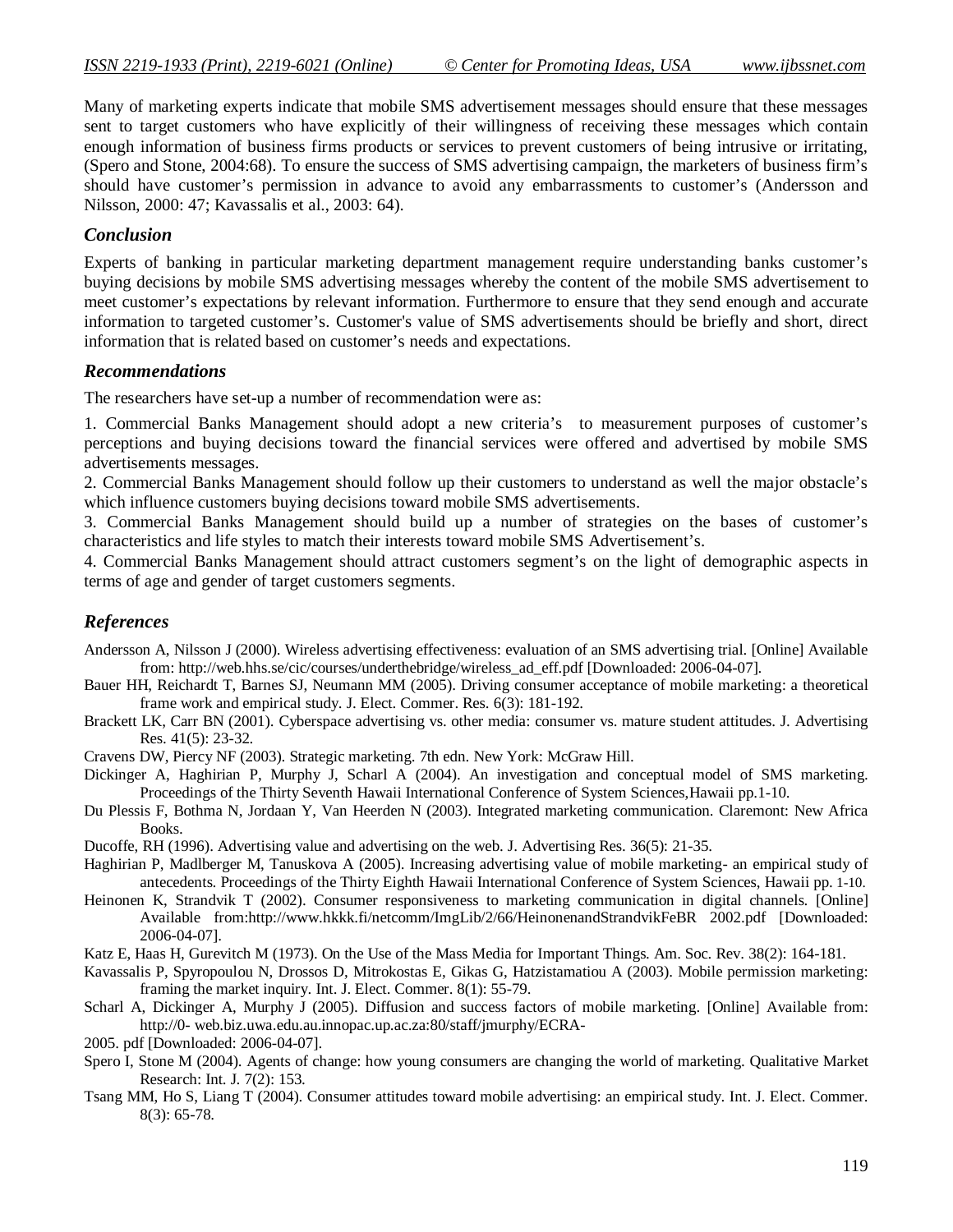Many of marketing experts indicate that mobile SMS advertisement messages should ensure that these messages sent to target customers who have explicitly of their willingness of receiving these messages which contain enough information of business firms products or services to prevent customers of being intrusive or irritating, (Spero and Stone, 2004:68). To ensure the success of SMS advertising campaign, the marketers of business firm's should have customer's permission in advance to avoid any embarrassments to customer's (Andersson and Nilsson, 2000: 47; Kavassalis et al., 2003: 64).

## *Conclusion*

Experts of banking in particular marketing department management require understanding banks customer's buying decisions by mobile SMS advertising messages whereby the content of the mobile SMS advertisement to meet customer's expectations by relevant information. Furthermore to ensure that they send enough and accurate information to targeted customer's. Customer's value of SMS advertisements should be briefly and short, direct information that is related based on customer's needs and expectations.

## *Recommendations*

The researchers have set-up a number of recommendation were as:

1. Commercial Banks Management should adopt a new criteria's to measurement purposes of customer's perceptions and buying decisions toward the financial services were offered and advertised by mobile SMS advertisements messages.
2. Commercial Banks Management should follow up their customers to understand as well the major obstacle's which influence customers buying decisions toward mobile SMS advertisements.
3. Commercial Banks Management should build up a number of strategies on the bases of customer's characteristics and life styles to match their interests toward mobile SMS Advertisement's.
4. Commercial Banks Management should attract customers segment's on the light of demographic aspects in terms of age and gender of target customers segments.

## *References*

Andersson A, Nilsson J (2000). Wireless advertising effectiveness: evaluation of an SMS advertising trial. [Online] Available from: http://web.hhs.se/cic/courses/underthebridge/wireless_ad_eff.pdf [Downloaded: 2006-04-07].

Bauer HH, Reichardt T, Barnes SJ, Neumann MM (2005). Driving consumer acceptance of mobile marketing: a theoretical frame work and empirical study. J. Elect. Commer. Res. 6(3): 181-192.

Brackett LK, Carr BN (2001). Cyberspace advertising vs. other media: consumer vs. mature student attitudes. J. Advertising Res. 41(5): 23-32.

Cravens DW, Piercy NF (2003). Strategic marketing. 7th edn. New York: McGraw Hill.

Dickinger A, Haghirian P, Murphy J, Scharl A (2004). An investigation and conceptual model of SMS marketing. Proceedings of the Thirty Seventh Hawaii International Conference of System Sciences,Hawaii pp.1-10.

Du Plessis F, Bothma N, Jordaan Y, Van Heerden N (2003). Integrated marketing communication. Claremont: New Africa Books.

Ducoffe, RH (1996). Advertising value and advertising on the web. J. Advertising Res. 36(5): 21-35.

Haghirian P, Madlberger M, Tanuskova A (2005). Increasing advertising value of mobile marketing- an empirical study of antecedents. Proceedings of the Thirty Eighth Hawaii International Conference of System Sciences, Hawaii pp. 1-10.

Heinonen K, Strandvik T (2002). Consumer responsiveness to marketing communication in digital channels. [Online] Available from:http://www.hkkk.fi/netcomm/ImgLib/2/66/HeinonenandStrandvikFeBR 2002.pdf [Downloaded: 2006-04-07].

Katz E, Haas H, Gurevitch M (1973). On the Use of the Mass Media for Important Things. Am. Soc. Rev. 38(2): 164-181.

Kavassalis P, Spyropoulou N, Drossos D, Mitrokostas E, Gikas G, Hatzistamatiou A (2003). Mobile permission marketing: framing the market inquiry. Int. J. Elect. Commer. 8(1): 55-79.

Scharl A, Dickinger A, Murphy J (2005). Diffusion and success factors of mobile marketing. [Online] Available from: http://0- web.biz.uwa.edu.au.innopac.up.ac.za:80/staff/jmurphy/ECRA-
2005. pdf [Downloaded: 2006-04-07].

Spero I, Stone M (2004). Agents of change: how young consumers are changing the world of marketing. Qualitative Market Research: Int. J. 7(2): 153.

Tsang MM, Ho S, Liang T (2004). Consumer attitudes toward mobile advertising: an empirical study. Int. J. Elect. Commer. 8(3): 65-78.